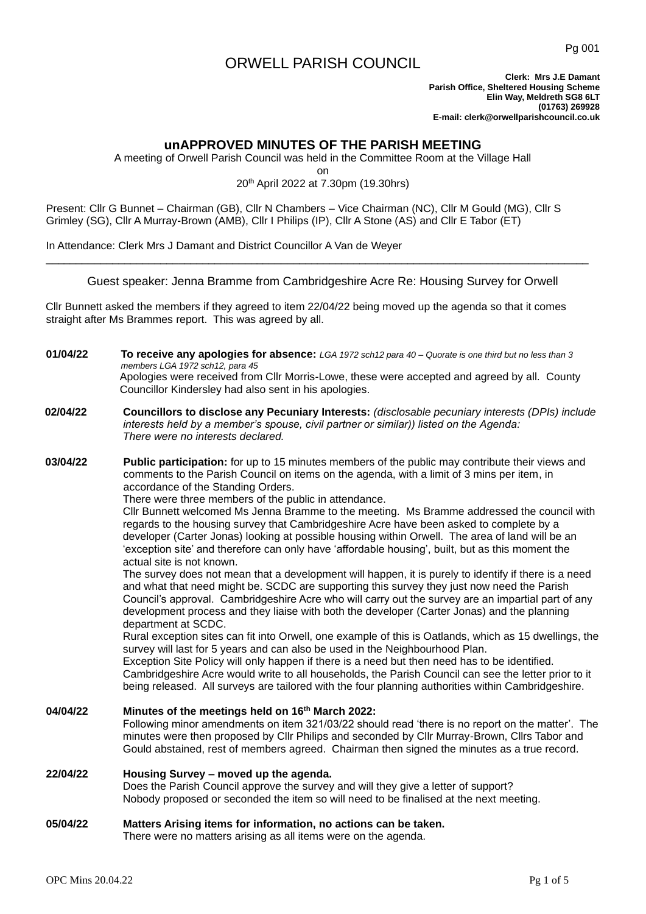# ORWELL PARISH COUNCIL

**Clerk: Mrs J.E Damant**
**Parish Office, Sheltered Housing Scheme**
**Elin Way, Meldreth SG8 6LT**
**(01763) 269928**
**E-mail: clerk@orwellparishcouncil.co.uk**

## unAPPROVED MINUTES OF THE PARISH MEETING

A meeting of Orwell Parish Council was held in the Committee Room at the Village Hall
on
20th April 2022 at 7.30pm (19.30hrs)

Present: Cllr G Bunnet – Chairman (GB), Cllr N Chambers – Vice Chairman (NC), Cllr M Gould (MG), Cllr S Grimley (SG), Cllr A Murray-Brown (AMB), Cllr I Philips (IP), Cllr A Stone (AS) and Cllr E Tabor (ET)

In Attendance: Clerk Mrs J Damant and District Councillor A Van de Weyer

---

Guest speaker: Jenna Bramme from Cambridgeshire Acre Re: Housing Survey for Orwell

Cllr Bunnett asked the members if they agreed to item 22/04/22 being moved up the agenda so that it comes straight after Ms Brammes report. This was agreed by all.

**01/04/22** **To receive any apologies for absence:** *LGA 1972 sch12 para 40 – Quorate is one third but no less than 3 members LGA 1972 sch12, para 45*
Apologies were received from Cllr Morris-Lowe, these were accepted and agreed by all. County Councillor Kindersley had also sent in his apologies.

**02/04/22** **Councillors to disclose any Pecuniary Interests:** *(disclosable pecuniary interests (DPIs) include interests held by a member's spouse, civil partner or similar)) listed on the Agenda:*
*There were no interests declared.*

**03/04/22** **Public participation:** for up to 15 minutes members of the public may contribute their views and comments to the Parish Council on items on the agenda, with a limit of 3 mins per item, in accordance of the Standing Orders.
There were three members of the public in attendance.
Cllr Bunnett welcomed Ms Jenna Bramme to the meeting. Ms Bramme addressed the council with regards to the housing survey that Cambridgeshire Acre have been asked to complete by a developer (Carter Jonas) looking at possible housing within Orwell. The area of land will be an 'exception site' and therefore can only have 'affordable housing', built, but as this moment the actual site is not known.
The survey does not mean that a development will happen, it is purely to identify if there is a need and what that need might be. SCDC are supporting this survey they just now need the Parish Council's approval. Cambridgeshire Acre who will carry out the survey are an impartial part of any development process and they liaise with both the developer (Carter Jonas) and the planning department at SCDC.
Rural exception sites can fit into Orwell, one example of this is Oatlands, which as 15 dwellings, the survey will last for 5 years and can also be used in the Neighbourhood Plan.
Exception Site Policy will only happen if there is a need but then need has to be identified. Cambridgeshire Acre would write to all households, the Parish Council can see the letter prior to it being released. All surveys are tailored with the four planning authorities within Cambridgeshire.

**04/04/22** **Minutes of the meetings held on 16th March 2022:**
Following minor amendments on item 321/03/22 should read 'there is no report on the matter'. The minutes were then proposed by Cllr Philips and seconded by Cllr Murray-Brown, Cllrs Tabor and Gould abstained, rest of members agreed. Chairman then signed the minutes as a true record.

**22/04/22** **Housing Survey – moved up the agenda.**
Does the Parish Council approve the survey and will they give a letter of support?
Nobody proposed or seconded the item so will need to be finalised at the next meeting.

**05/04/22** **Matters Arising items for information, no actions can be taken.**
There were no matters arising as all items were on the agenda.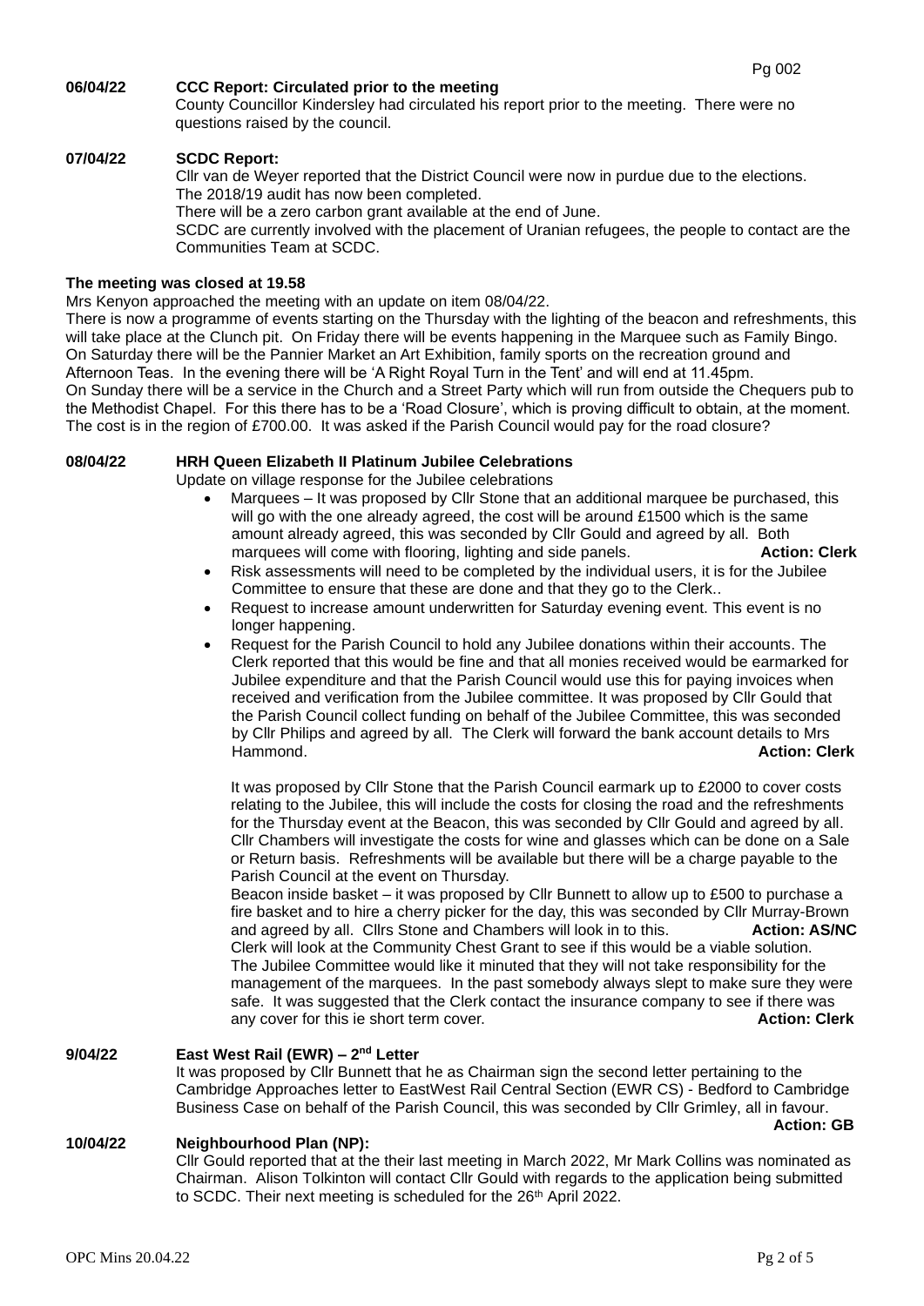**06/04/22 CCC Report: Circulated prior to the meeting**

County Councillor Kindersley had circulated his report prior to the meeting. There were no questions raised by the council.

**07/04/22 SCDC Report:**

Cllr van de Weyer reported that the District Council were now in purdue due to the elections.
The 2018/19 audit has now been completed.
There will be a zero carbon grant available at the end of June.
SCDC are currently involved with the placement of Uranian refugees, the people to contact are the Communities Team at SCDC.

**The meeting was closed at 19.58**

Mrs Kenyon approached the meeting with an update on item 08/04/22.
There is now a programme of events starting on the Thursday with the lighting of the beacon and refreshments, this will take place at the Clunch pit. On Friday there will be events happening in the Marquee such as Family Bingo. On Saturday there will be the Pannier Market an Art Exhibition, family sports on the recreation ground and Afternoon Teas. In the evening there will be 'A Right Royal Turn in the Tent' and will end at 11.45pm.
On Sunday there will be a service in the Church and a Street Party which will run from outside the Chequers pub to the Methodist Chapel. For this there has to be a 'Road Closure', which is proving difficult to obtain, at the moment. The cost is in the region of £700.00. It was asked if the Parish Council would pay for the road closure?

**08/04/22 HRH Queen Elizabeth II Platinum Jubilee Celebrations**

Update on village response for the Jubilee celebrations

- Marquees – It was proposed by Cllr Stone that an additional marquee be purchased, this will go with the one already agreed, the cost will be around £1500 which is the same amount already agreed, this was seconded by Cllr Gould and agreed by all. Both marquees will come with flooring, lighting and side panels. **Action: Clerk**
- Risk assessments will need to be completed by the individual users, it is for the Jubilee Committee to ensure that these are done and that they go to the Clerk..
- Request to increase amount underwritten for Saturday evening event. This event is no longer happening.
- Request for the Parish Council to hold any Jubilee donations within their accounts. The Clerk reported that this would be fine and that all monies received would be earmarked for Jubilee expenditure and that the Parish Council would use this for paying invoices when received and verification from the Jubilee committee. It was proposed by Cllr Gould that the Parish Council collect funding on behalf of the Jubilee Committee, this was seconded by Cllr Philips and agreed by all. The Clerk will forward the bank account details to Mrs Hammond. **Action: Clerk**

It was proposed by Cllr Stone that the Parish Council earmark up to £2000 to cover costs relating to the Jubilee, this will include the costs for closing the road and the refreshments for the Thursday event at the Beacon, this was seconded by Cllr Gould and agreed by all. Cllr Chambers will investigate the costs for wine and glasses which can be done on a Sale or Return basis. Refreshments will be available but there will be a charge payable to the Parish Council at the event on Thursday.
Beacon inside basket – it was proposed by Cllr Bunnett to allow up to £500 to purchase a fire basket and to hire a cherry picker for the day, this was seconded by Cllr Murray-Brown and agreed by all. Cllrs Stone and Chambers will look in to this. **Action: AS/NC**
Clerk will look at the Community Chest Grant to see if this would be a viable solution.
The Jubilee Committee would like it minuted that they will not take responsibility for the management of the marquees. In the past somebody always slept to make sure they were safe. It was suggested that the Clerk contact the insurance company to see if there was any cover for this ie short term cover. **Action: Clerk**

**9/04/22 East West Rail (EWR) – 2nd Letter**

It was proposed by Cllr Bunnett that he as Chairman sign the second letter pertaining to the Cambridge Approaches letter to EastWest Rail Central Section (EWR CS) - Bedford to Cambridge Business Case on behalf of the Parish Council, this was seconded by Cllr Grimley, all in favour. **Action: GB**

**10/04/22 Neighbourhood Plan (NP):**

Cllr Gould reported that at the their last meeting in March 2022, Mr Mark Collins was nominated as Chairman. Alison Tolkinton will contact Cllr Gould with regards to the application being submitted to SCDC. Their next meeting is scheduled for the 26th April 2022.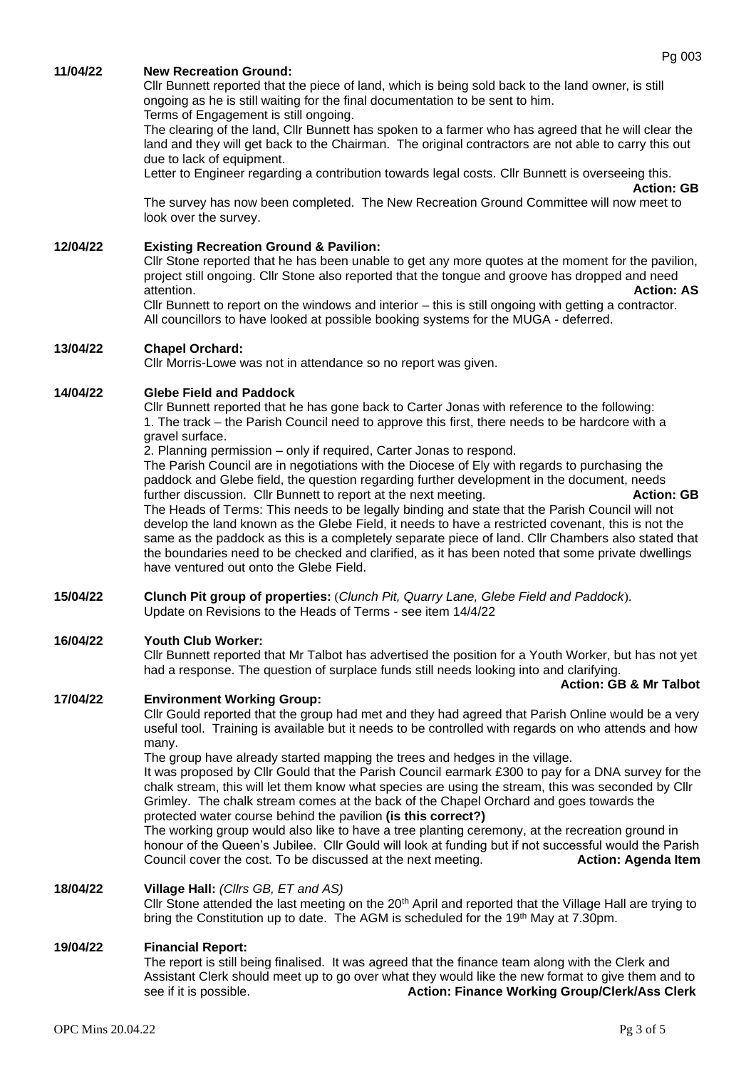**11/04/22 New Recreation Ground:**

Cllr Bunnett reported that the piece of land, which is being sold back to the land owner, is still ongoing as he is still waiting for the final documentation to be sent to him.
Terms of Engagement is still ongoing.
The clearing of the land, Cllr Bunnett has spoken to a farmer who has agreed that he will clear the land and they will get back to the Chairman. The original contractors are not able to carry this out due to lack of equipment.
Letter to Engineer regarding a contribution towards legal costs. Cllr Bunnett is overseeing this.

**Action: GB**

The survey has now been completed. The New Recreation Ground Committee will now meet to look over the survey.

**12/04/22 Existing Recreation Ground & Pavilion:**

Cllr Stone reported that he has been unable to get any more quotes at the moment for the pavilion, project still ongoing. Cllr Stone also reported that the tongue and groove has dropped and need attention. **Action: AS**
Cllr Bunnett to report on the windows and interior – this is still ongoing with getting a contractor.
All councillors to have looked at possible booking systems for the MUGA - deferred.

**13/04/22 Chapel Orchard:**

Cllr Morris-Lowe was not in attendance so no report was given.

**14/04/22 Glebe Field and Paddock**

Cllr Bunnett reported that he has gone back to Carter Jonas with reference to the following:
1. The track – the Parish Council need to approve this first, there needs to be hardcore with a gravel surface.
2. Planning permission – only if required, Carter Jonas to respond.
The Parish Council are in negotiations with the Diocese of Ely with regards to purchasing the paddock and Glebe field, the question regarding further development in the document, needs further discussion. Cllr Bunnett to report at the next meeting. **Action: GB**
The Heads of Terms: This needs to be legally binding and state that the Parish Council will not develop the land known as the Glebe Field, it needs to have a restricted covenant, this is not the same as the paddock as this is a completely separate piece of land. Cllr Chambers also stated that the boundaries need to be checked and clarified, as it has been noted that some private dwellings have ventured out onto the Glebe Field.

**15/04/22 Clunch Pit group of properties:** (*Clunch Pit, Quarry Lane, Glebe Field and Paddock*).

Update on Revisions to the Heads of Terms - see item 14/4/22

**16/04/22 Youth Club Worker:**

Cllr Bunnett reported that Mr Talbot has advertised the position for a Youth Worker, but has not yet had a response. The question of surplace funds still needs looking into and clarifying.

**Action: GB & Mr Talbot**

**17/04/22 Environment Working Group:**

Cllr Gould reported that the group had met and they had agreed that Parish Online would be a very useful tool. Training is available but it needs to be controlled with regards on who attends and how many.
The group have already started mapping the trees and hedges in the village.
It was proposed by Cllr Gould that the Parish Council earmark £300 to pay for a DNA survey for the chalk stream, this will let them know what species are using the stream, this was seconded by Cllr Grimley. The chalk stream comes at the back of the Chapel Orchard and goes towards the protected water course behind the pavilion **(is this correct?)**
The working group would also like to have a tree planting ceremony, at the recreation ground in honour of the Queen's Jubilee. Cllr Gould will look at funding but if not successful would the Parish Council cover the cost. To be discussed at the next meeting. **Action: Agenda Item**

**18/04/22 Village Hall:** *(Cllrs GB, ET and AS)*

Cllr Stone attended the last meeting on the 20th April and reported that the Village Hall are trying to bring the Constitution up to date. The AGM is scheduled for the 19th May at 7.30pm.

**19/04/22 Financial Report:**

The report is still being finalised. It was agreed that the finance team along with the Clerk and Assistant Clerk should meet up to go over what they would like the new format to give them and to see if it is possible. **Action: Finance Working Group/Clerk/Ass Clerk**

OPC Mins 20.04.22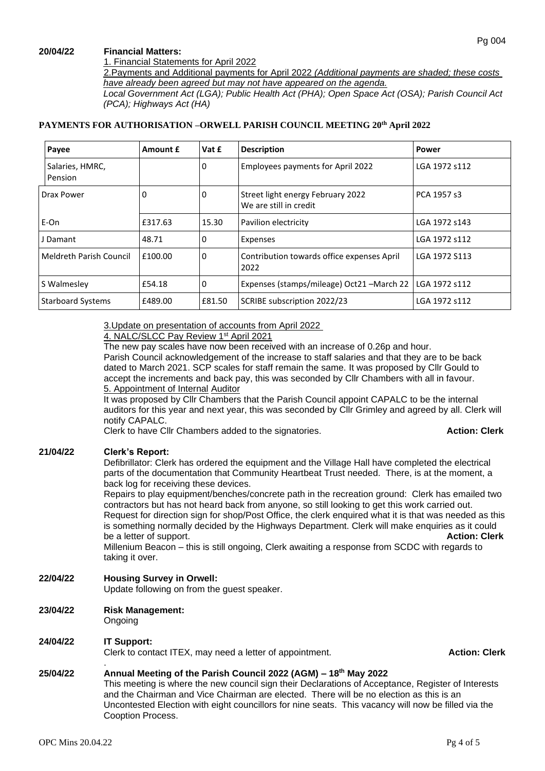**20/04/22 Financial Matters:**

1. Financial Statements for April 2022

2.Payments and Additional payments for April 2022 *(Additional payments are shaded; these costs have already been agreed but may not have appeared on the agenda.*

*Local Government Act (LGA); Public Health Act (PHA); Open Space Act (OSA); Parish Council Act (PCA); Highways Act (HA)*

**PAYMENTS FOR AUTHORISATION –ORWELL PARISH COUNCIL MEETING 20th April 2022**

| Payee | Amount £ | Vat £ | Description | Power |
|---|---|---|---|---|
| Salaries, HMRC, Pension | | 0 | Employees payments for April 2022 | LGA 1972 s112 |
| Drax Power | 0 | 0 | Street light energy February 2022 We are still in credit | PCA 1957 s3 |
| E-On | £317.63 | 15.30 | Pavilion electricity | LGA 1972 s143 |
| J Damant | 48.71 | 0 | Expenses | LGA 1972 s112 |
| Meldreth Parish Council | £100.00 | 0 | Contribution towards office expenses April 2022 | LGA 1972 S113 |
| S Walmesley | £54.18 | 0 | Expenses (stamps/mileage) Oct21 –March 22 | LGA 1972 s112 |
| Starboard Systems | £489.00 | £81.50 | SCRIBE subscription 2022/23 | LGA 1972 s112 |

3.Update on presentation of accounts from April 2022

4. NALC/SLCC Pay Review 1st April 2021

The new pay scales have now been received with an increase of 0.26p and hour.
Parish Council acknowledgement of the increase to staff salaries and that they are to be back dated to March 2021. SCP scales for staff remain the same. It was proposed by Cllr Gould to accept the increments and back pay, this was seconded by Cllr Chambers with all in favour.

5. Appointment of Internal Auditor

It was proposed by Cllr Chambers that the Parish Council appoint CAPALC to be the internal auditors for this year and next year, this was seconded by Cllr Grimley and agreed by all. Clerk will notify CAPALC.
Clerk to have Cllr Chambers added to the signatories. **Action: Clerk**

**21/04/22 Clerk's Report:**

Defibrillator: Clerk has ordered the equipment and the Village Hall have completed the electrical parts of the documentation that Community Heartbeat Trust needed. There, is at the moment, a back log for receiving these devices.

Repairs to play equipment/benches/concrete path in the recreation ground: Clerk has emailed two contractors but has not heard back from anyone, so still looking to get this work carried out.

Request for direction sign for shop/Post Office, the clerk enquired what it is that was needed as this is something normally decided by the Highways Department. Clerk will make enquiries as it could be a letter of support. **Action: Clerk**

Millenium Beacon – this is still ongoing, Clerk awaiting a response from SCDC with regards to taking it over.

**22/04/22 Housing Survey in Orwell:**

Update following on from the guest speaker.

**23/04/22 Risk Management:**

Ongoing

**24/04/22 IT Support:**

Clerk to contact ITEX, may need a letter of appointment. **Action: Clerk**

.

**25/04/22 Annual Meeting of the Parish Council 2022 (AGM) – 18th May 2022**

This meeting is where the new council sign their Declarations of Acceptance, Register of Interests and the Chairman and Vice Chairman are elected. There will be no election as this is an Uncontested Election with eight councillors for nine seats. This vacancy will now be filled via the Cooption Process.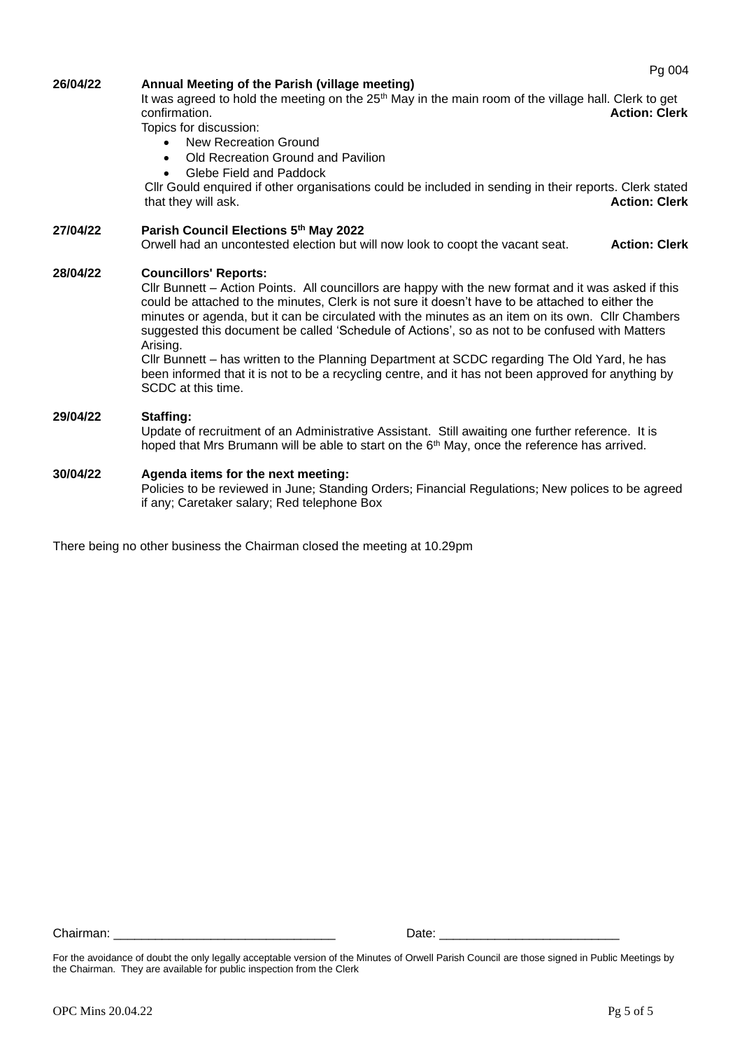**26/04/22 Annual Meeting of the Parish (village meeting)**

It was agreed to hold the meeting on the 25th May in the main room of the village hall. Clerk to get confirmation. **Action: Clerk**

Topics for discussion:

- New Recreation Ground
- Old Recreation Ground and Pavilion
- Glebe Field and Paddock

Cllr Gould enquired if other organisations could be included in sending in their reports. Clerk stated that they will ask. **Action: Clerk**

**27/04/22 Parish Council Elections 5th May 2022**

Orwell had an uncontested election but will now look to coopt the vacant seat. **Action: Clerk**

**28/04/22 Councillors' Reports:**

Cllr Bunnett – Action Points. All councillors are happy with the new format and it was asked if this could be attached to the minutes, Clerk is not sure it doesn't have to be attached to either the minutes or agenda, but it can be circulated with the minutes as an item on its own. Cllr Chambers suggested this document be called 'Schedule of Actions', so as not to be confused with Matters Arising.

Cllr Bunnett – has written to the Planning Department at SCDC regarding The Old Yard, he has been informed that it is not to be a recycling centre, and it has not been approved for anything by SCDC at this time.

**29/04/22 Staffing:**

Update of recruitment of an Administrative Assistant. Still awaiting one further reference. It is hoped that Mrs Brumann will be able to start on the 6th May, once the reference has arrived.

**30/04/22 Agenda items for the next meeting:**

Policies to be reviewed in June; Standing Orders; Financial Regulations; New polices to be agreed if any; Caretaker salary; Red telephone Box

There being no other business the Chairman closed the meeting at 10.29pm

Chairman: ________________________________ Date: __________________________

For the avoidance of doubt the only legally acceptable version of the Minutes of Orwell Parish Council are those signed in Public Meetings by the Chairman. They are available for public inspection from the Clerk